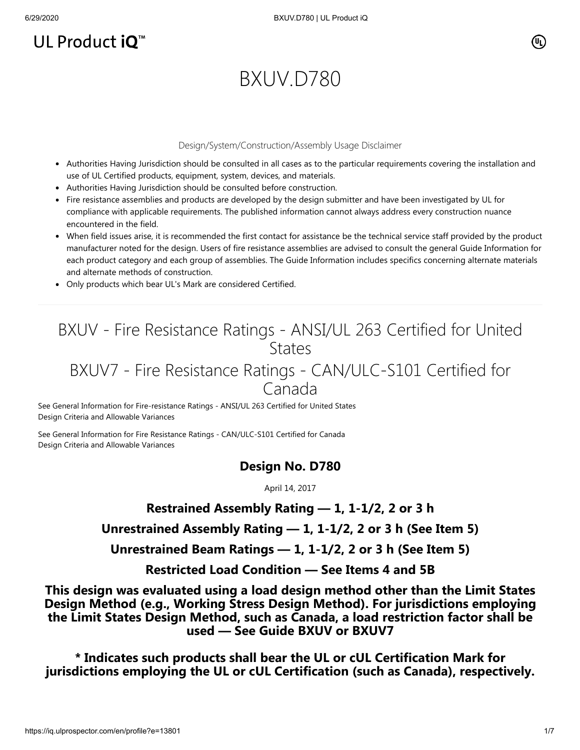UL Product iQ™

# BXUV.D780

Design/System/Construction/Assembly Usage Disclaimer

- Authorities Having Jurisdiction should be consulted in all cases as to the particular requirements covering the installation and use of UL Certified products, equipment, system, devices, and materials.
- Authorities Having Jurisdiction should be consulted before construction.
- Fire resistance assemblies and products are developed by the design submitter and have been investigated by UL for compliance with applicable requirements. The published information cannot always address every construction nuance encountered in the field.
- When field issues arise, it is recommended the first contact for assistance be the technical service staff provided by the product manufacturer noted for the design. Users of fire resistance assemblies are advised to consult the general Guide Information for each product category and each group of assemblies. The Guide Information includes specifics concerning alternate materials and alternate methods of construction.
- Only products which bear UL's Mark are considered Certified.

## BXUV - Fire Resistance Ratings - ANSI/UL 263 Certified for United States

## BXUV7 - Fire Resistance Ratings - CAN/ULC-S101 Certified for Canada

See General Information for Fire-resistance Ratings - ANSI/UL 263 Certified for United States
Design Criteria and Allowable Variances

See General Information for Fire Resistance Ratings - CAN/ULC-S101 Certified for Canada
Design Criteria and Allowable Variances

### Design No. D780

April 14, 2017

**Restrained Assembly Rating — 1, 1-1/2, 2 or 3 h**

**Unrestrained Assembly Rating — 1, 1-1/2, 2 or 3 h (See Item 5)**

**Unrestrained Beam Ratings — 1, 1-1/2, 2 or 3 h (See Item 5)**

**Restricted Load Condition — See Items 4 and 5B**

**This design was evaluated using a load design method other than the Limit States Design Method (e.g., Working Stress Design Method). For jurisdictions employing the Limit States Design Method, such as Canada, a load restriction factor shall be used — See Guide BXUV or BXUV7**

**\* Indicates such products shall bear the UL or cUL Certification Mark for jurisdictions employing the UL or cUL Certification (such as Canada), respectively.**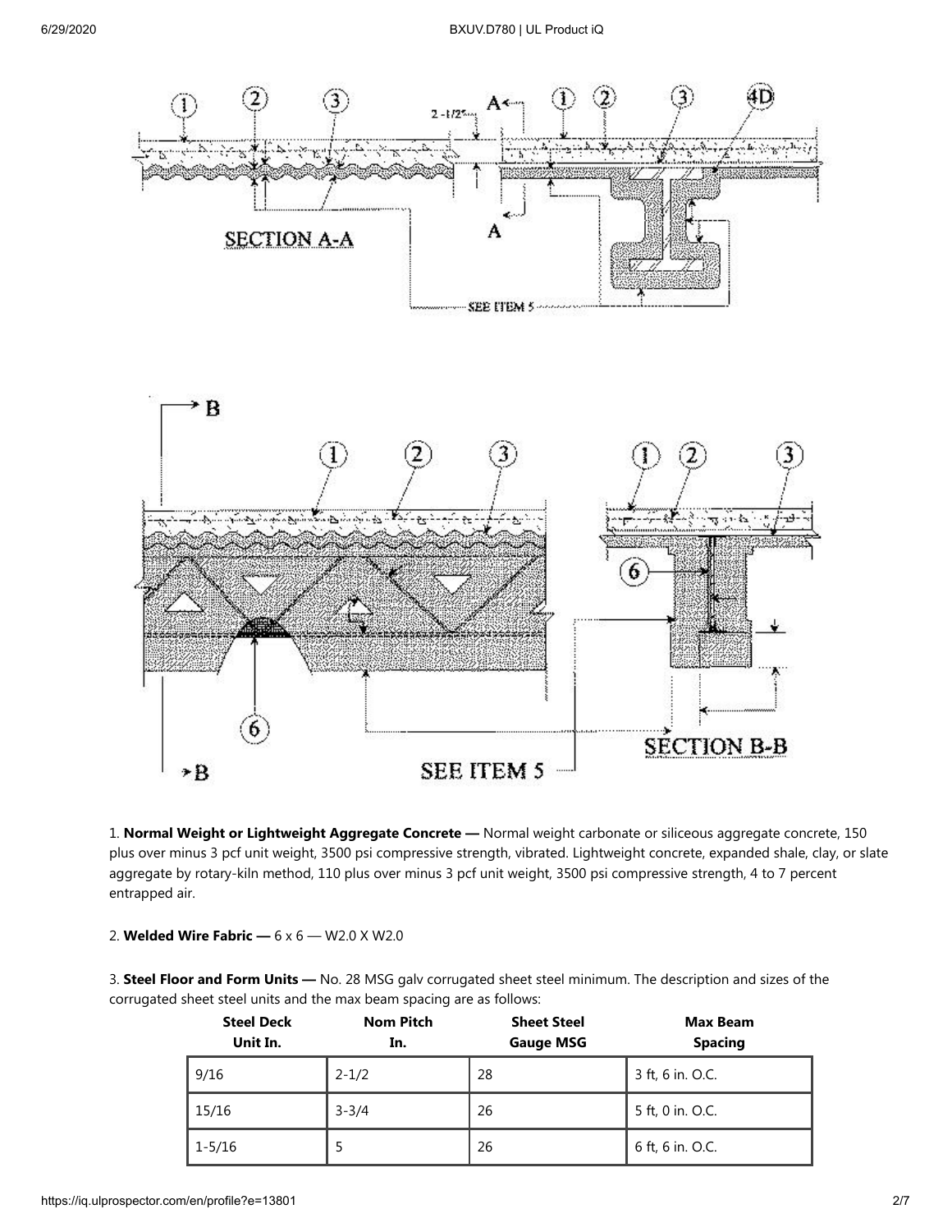1. **Normal Weight or Lightweight Aggregate Concrete —** Normal weight carbonate or siliceous aggregate concrete, 150 plus over minus 3 pcf unit weight, 3500 psi compressive strength, vibrated. Lightweight concrete, expanded shale, clay, or slate aggregate by rotary-kiln method, 110 plus over minus 3 pcf unit weight, 3500 psi compressive strength, 4 to 7 percent entrapped air.

2. **Welded Wire Fabric —** 6 x 6 — W2.0 X W2.0

3. **Steel Floor and Form Units —** No. 28 MSG galv corrugated sheet steel minimum. The description and sizes of the corrugated sheet steel units and the max beam spacing are as follows:

| Steel Deck Unit In. | Nom Pitch In. | Sheet Steel Gauge MSG | Max Beam Spacing |
|---|---|---|---|
| 9/16 | 2-1/2 | 28 | 3 ft, 6 in. O.C. |
| 15/16 | 3-3/4 | 26 | 5 ft, 0 in. O.C. |
| 1-5/16 | 5 | 26 | 6 ft, 6 in. O.C. |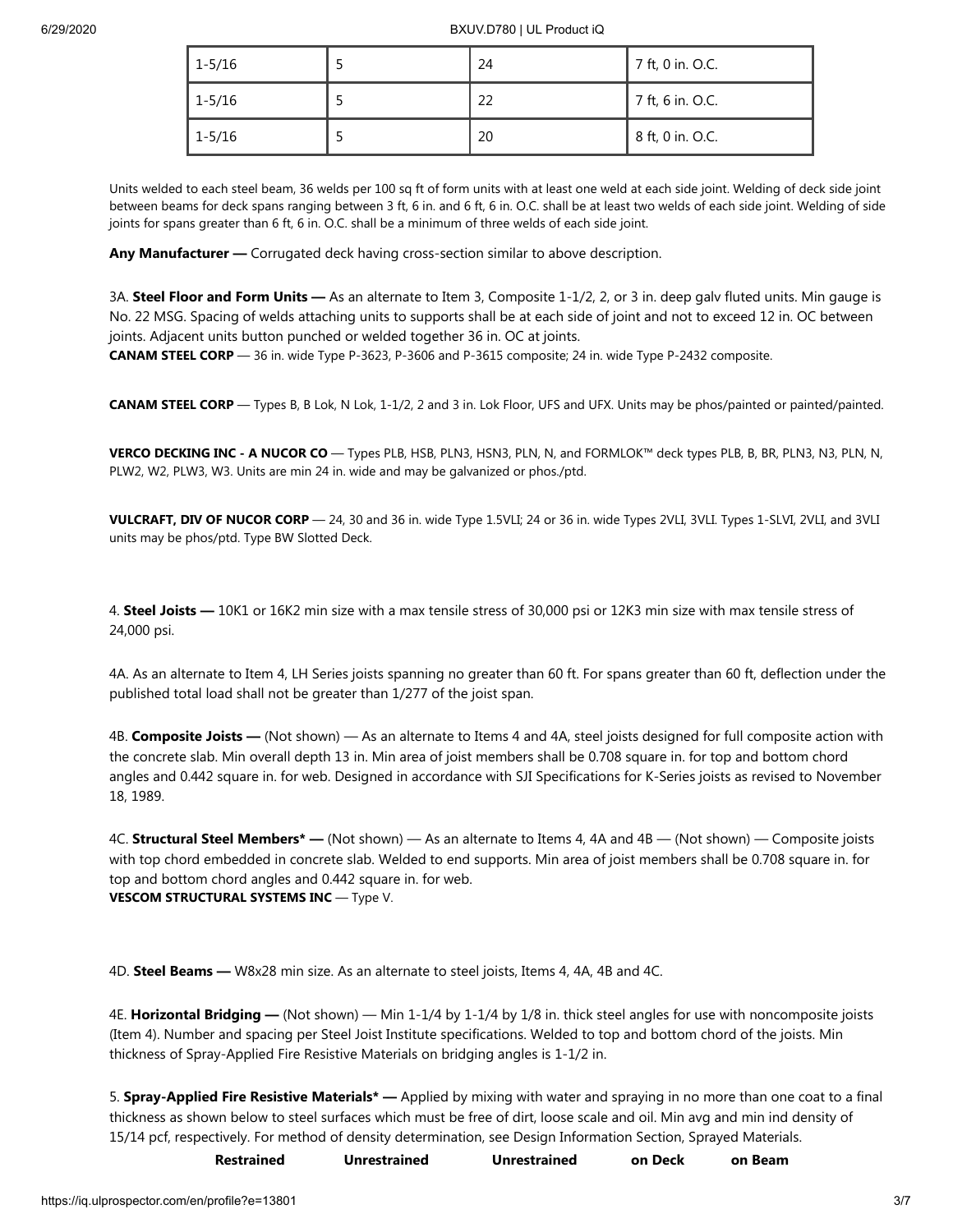| 1-5/16 | 5 | 24 | 7 ft, 0 in. O.C. |
| --- | --- | --- | --- |
| 1-5/16 | 5 | 22 | 7 ft, 6 in. O.C. |
| 1-5/16 | 5 | 20 | 8 ft, 0 in. O.C. |

Units welded to each steel beam, 36 welds per 100 sq ft of form units with at least one weld at each side joint. Welding of deck side joint between beams for deck spans ranging between 3 ft, 6 in. and 6 ft, 6 in. O.C. shall be at least two welds of each side joint. Welding of side joints for spans greater than 6 ft, 6 in. O.C. shall be a minimum of three welds of each side joint.

**Any Manufacturer —** Corrugated deck having cross-section similar to above description.

3A. **Steel Floor and Form Units —** As an alternate to Item 3, Composite 1-1/2, 2, or 3 in. deep galv fluted units. Min gauge is No. 22 MSG. Spacing of welds attaching units to supports shall be at each side of joint and not to exceed 12 in. OC between joints. Adjacent units button punched or welded together 36 in. OC at joints.
**CANAM STEEL CORP** — 36 in. wide Type P-3623, P-3606 and P-3615 composite; 24 in. wide Type P-2432 composite.

**CANAM STEEL CORP** — Types B, B Lok, N Lok, 1-1/2, 2 and 3 in. Lok Floor, UFS and UFX. Units may be phos/painted or painted/painted.

**VERCO DECKING INC - A NUCOR CO** — Types PLB, HSB, PLN3, HSN3, PLN, N, and FORMLOK™ deck types PLB, B, BR, PLN3, N3, PLN, N, PLW2, W2, PLW3, W3. Units are min 24 in. wide and may be galvanized or phos./ptd.

**VULCRAFT, DIV OF NUCOR CORP** — 24, 30 and 36 in. wide Type 1.5VLI; 24 or 36 in. wide Types 2VLI, 3VLI. Types 1-SLVI, 2VLI, and 3VLI units may be phos/ptd. Type BW Slotted Deck.

4. **Steel Joists —** 10K1 or 16K2 min size with a max tensile stress of 30,000 psi or 12K3 min size with max tensile stress of 24,000 psi.

4A. As an alternate to Item 4, LH Series joists spanning no greater than 60 ft. For spans greater than 60 ft, deflection under the published total load shall not be greater than 1/277 of the joist span.

4B. **Composite Joists —** (Not shown) — As an alternate to Items 4 and 4A, steel joists designed for full composite action with the concrete slab. Min overall depth 13 in. Min area of joist members shall be 0.708 square in. for top and bottom chord angles and 0.442 square in. for web. Designed in accordance with SJI Specifications for K-Series joists as revised to November 18, 1989.

4C. **Structural Steel Members* —** (Not shown) — As an alternate to Items 4, 4A and 4B — (Not shown) — Composite joists with top chord embedded in concrete slab. Welded to end supports. Min area of joist members shall be 0.708 square in. for top and bottom chord angles and 0.442 square in. for web.
**VESCOM STRUCTURAL SYSTEMS INC** — Type V.

4D. **Steel Beams —** W8x28 min size. As an alternate to steel joists, Items 4, 4A, 4B and 4C.

4E. **Horizontal Bridging —** (Not shown) — Min 1-1/4 by 1-1/4 by 1/8 in. thick steel angles for use with noncomposite joists (Item 4). Number and spacing per Steel Joist Institute specifications. Welded to top and bottom chord of the joists. Min thickness of Spray-Applied Fire Resistive Materials on bridging angles is 1-1/2 in.

5. **Spray-Applied Fire Resistive Materials* —** Applied by mixing with water and spraying in no more than one coat to a final thickness as shown below to steel surfaces which must be free of dirt, loose scale and oil. Min avg and min ind density of 15/14 pcf, respectively. For method of density determination, see Design Information Section, Sprayed Materials.

| Restrained | Unrestrained | Unrestrained | on Deck | on Beam |
| --- | --- | --- | --- | --- |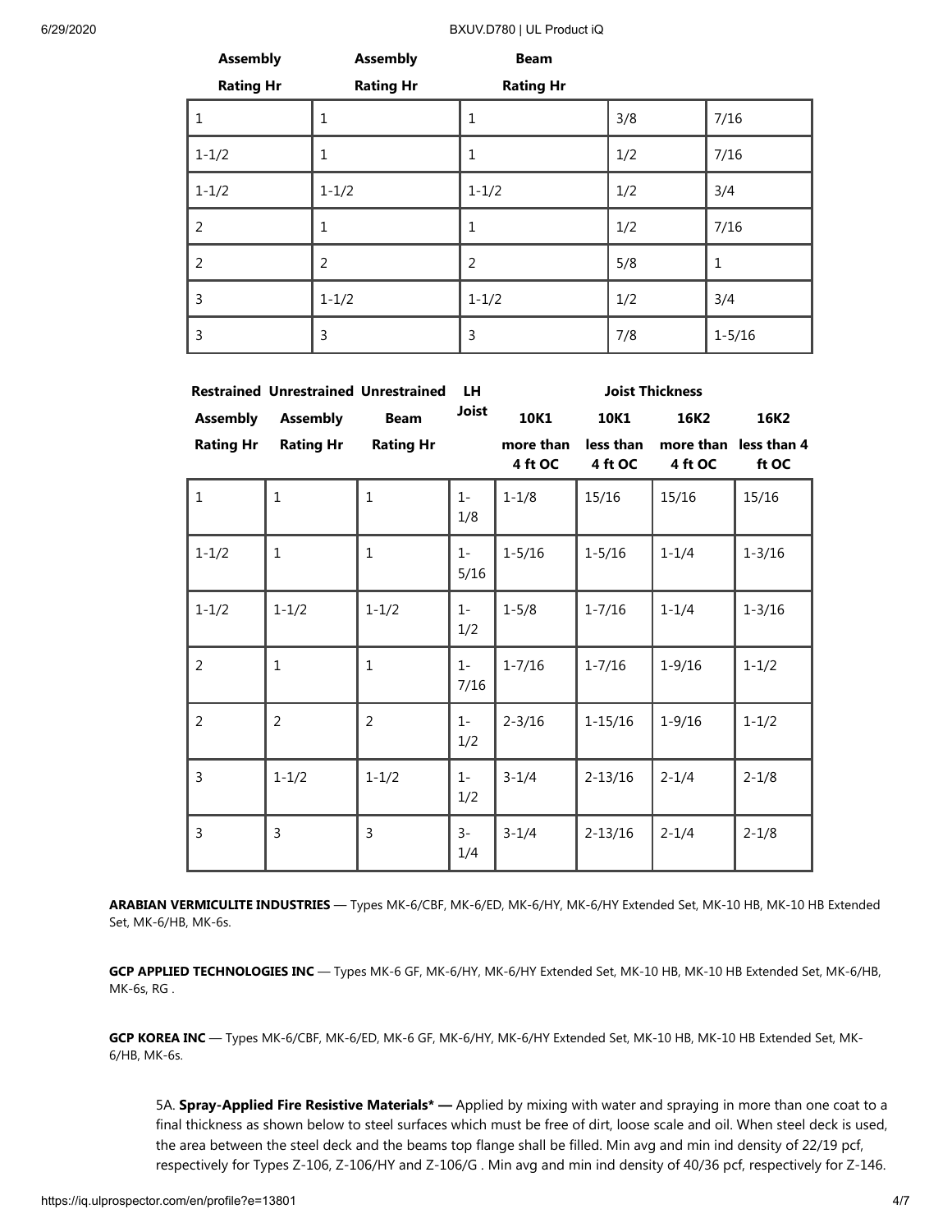| Assembly Rating Hr | Assembly Rating Hr | Beam Rating Hr | | |
|---|---|---|---|---|
| 1 | 1 | 1 | 3/8 | 7/16 |
| 1-1/2 | 1 | 1 | 1/2 | 7/16 |
| 1-1/2 | 1-1/2 | 1-1/2 | 1/2 | 3/4 |
| 2 | 1 | 1 | 1/2 | 7/16 |
| 2 | 2 | 2 | 5/8 | 1 |
| 3 | 1-1/2 | 1-1/2 | 1/2 | 3/4 |
| 3 | 3 | 3 | 7/8 | 1-5/16 |

| Restrained Assembly Rating Hr | Unrestrained Assembly Rating Hr | Unrestrained Beam Rating Hr | LH Joist | Joist Thickness 10K1 more than 4 ft OC | 10K1 less than 4 ft OC | 16K2 more than 4 ft OC | 16K2 less than 4 ft OC |
|---|---|---|---|---|---|---|---|
| 1 | 1 | 1 | 1-1/8 | 1-1/8 | 15/16 | 15/16 | 15/16 |
| 1-1/2 | 1 | 1 | 1-5/16 | 1-5/16 | 1-5/16 | 1-1/4 | 1-3/16 |
| 1-1/2 | 1-1/2 | 1-1/2 | 1-1/2 | 1-5/8 | 1-7/16 | 1-1/4 | 1-3/16 |
| 2 | 1 | 1 | 1-7/16 | 1-7/16 | 1-7/16 | 1-9/16 | 1-1/2 |
| 2 | 2 | 2 | 1-1/2 | 2-3/16 | 1-15/16 | 1-9/16 | 1-1/2 |
| 3 | 1-1/2 | 1-1/2 | 1-1/2 | 3-1/4 | 2-13/16 | 2-1/4 | 2-1/8 |
| 3 | 3 | 3 | 3-1/4 | 3-1/4 | 2-13/16 | 2-1/4 | 2-1/8 |

**ARABIAN VERMICULITE INDUSTRIES** — Types MK-6/CBF, MK-6/ED, MK-6/HY, MK-6/HY Extended Set, MK-10 HB, MK-10 HB Extended Set, MK-6/HB, MK-6s.

**GCP APPLIED TECHNOLOGIES INC** — Types MK-6 GF, MK-6/HY, MK-6/HY Extended Set, MK-10 HB, MK-10 HB Extended Set, MK-6/HB, MK-6s, RG .

**GCP KOREA INC** — Types MK-6/CBF, MK-6/ED, MK-6 GF, MK-6/HY, MK-6/HY Extended Set, MK-10 HB, MK-10 HB Extended Set, MK-6/HB, MK-6s.

5A. **Spray-Applied Fire Resistive Materials* —** Applied by mixing with water and spraying in more than one coat to a final thickness as shown below to steel surfaces which must be free of dirt, loose scale and oil. When steel deck is used, the area between the steel deck and the beams top flange shall be filled. Min avg and min ind density of 22/19 pcf, respectively for Types Z-106, Z-106/HY and Z-106/G . Min avg and min ind density of 40/36 pcf, respectively for Z-146.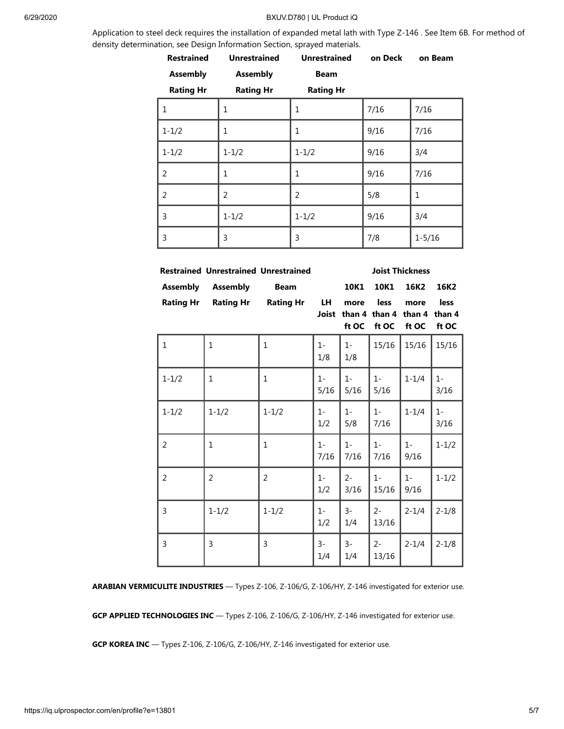Application to steel deck requires the installation of expanded metal lath with Type Z-146 . See Item 6B. For method of density determination, see Design Information Section, sprayed materials.

| Restrained Assembly Rating Hr | Unrestrained Assembly Rating Hr | Unrestrained Beam Rating Hr | on Deck | on Beam |
|---|---|---|---|---|
| 1 | 1 | 1 | 7/16 | 7/16 |
| 1-1/2 | 1 | 1 | 9/16 | 7/16 |
| 1-1/2 | 1-1/2 | 1-1/2 | 9/16 | 3/4 |
| 2 | 1 | 1 | 9/16 | 7/16 |
| 2 | 2 | 2 | 5/8 | 1 |
| 3 | 1-1/2 | 1-1/2 | 9/16 | 3/4 |
| 3 | 3 | 3 | 7/8 | 1-5/16 |

| Restrained Assembly Rating Hr | Unrestrained Assembly Rating Hr | Unrestrained Beam Rating Hr | Joist Thickness | | | | |
|---|---|---|---|---|---|---|---|
| | | | LH Joist | 10K1 more than 4 ft OC | 10K1 less than 4 ft OC | 16K2 more than 4 ft OC | 16K2 less than 4 ft OC |
| 1 | 1 | 1 | 1-1/8 | 1-1/8 | 15/16 | 15/16 | 15/16 |
| 1-1/2 | 1 | 1 | 1-5/16 | 1-5/16 | 1-5/16 | 1-1/4 | 1-3/16 |
| 1-1/2 | 1-1/2 | 1-1/2 | 1-1/2 | 1-5/8 | 1-7/16 | 1-1/4 | 1-3/16 |
| 2 | 1 | 1 | 1-7/16 | 1-7/16 | 1-7/16 | 1-9/16 | 1-1/2 |
| 2 | 2 | 2 | 1-1/2 | 2-3/16 | 1-15/16 | 1-9/16 | 1-1/2 |
| 3 | 1-1/2 | 1-1/2 | 1-1/2 | 3-1/4 | 2-13/16 | 2-1/4 | 2-1/8 |
| 3 | 3 | 3 | 3-1/4 | 3-1/4 | 2-13/16 | 2-1/4 | 2-1/8 |

**ARABIAN VERMICULITE INDUSTRIES** — Types Z-106, Z-106/G, Z-106/HY, Z-146 investigated for exterior use.

**GCP APPLIED TECHNOLOGIES INC** — Types Z-106, Z-106/G, Z-106/HY, Z-146 investigated for exterior use.

**GCP KOREA INC** — Types Z-106, Z-106/G, Z-106/HY, Z-146 investigated for exterior use.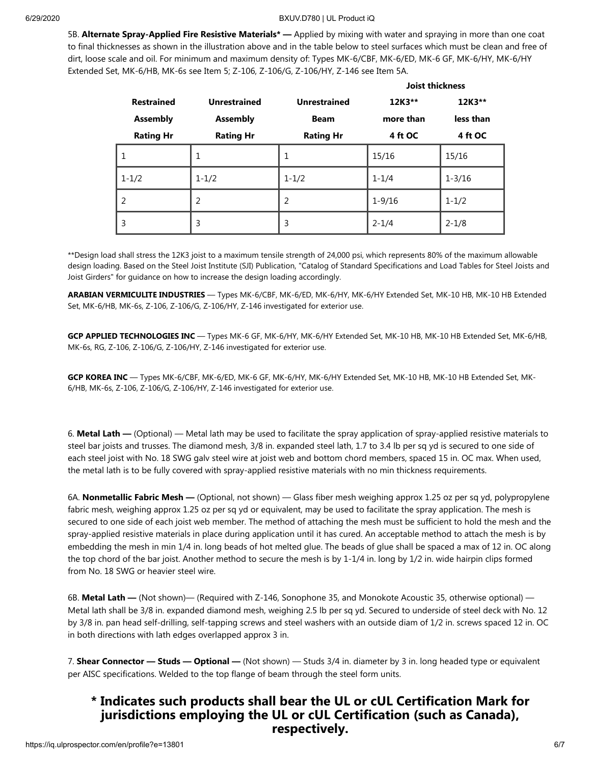5B. **Alternate Spray-Applied Fire Resistive Materials* —** Applied by mixing with water and spraying in more than one coat to final thicknesses as shown in the illustration above and in the table below to steel surfaces which must be clean and free of dirt, loose scale and oil. For minimum and maximum density of: Types MK-6/CBF, MK-6/ED, MK-6 GF, MK-6/HY, MK-6/HY Extended Set, MK-6/HB, MK-6s see Item 5; Z-106, Z-106/G, Z-106/HY, Z-146 see Item 5A.

| | | | Joist thickness | |
|---|---|---|---|---|
| Restrained Assembly Rating Hr | Unrestrained Assembly Rating Hr | Unrestrained Beam Rating Hr | 12K3** more than 4 ft OC | 12K3** less than 4 ft OC |
| 1 | 1 | 1 | 15/16 | 15/16 |
| 1-1/2 | 1-1/2 | 1-1/2 | 1-1/4 | 1-3/16 |
| 2 | 2 | 2 | 1-9/16 | 1-1/2 |
| 3 | 3 | 3 | 2-1/4 | 2-1/8 |

**Design load shall stress the 12K3 joist to a maximum tensile strength of 24,000 psi, which represents 80% of the maximum allowable design loading. Based on the Steel Joist Institute (SJI) Publication, "Catalog of Standard Specifications and Load Tables for Steel Joists and Joist Girders" for guidance on how to increase the design loading accordingly.

**ARABIAN VERMICULITE INDUSTRIES** — Types MK-6/CBF, MK-6/ED, MK-6/HY, MK-6/HY Extended Set, MK-10 HB, MK-10 HB Extended Set, MK-6/HB, MK-6s, Z-106, Z-106/G, Z-106/HY, Z-146 investigated for exterior use.

**GCP APPLIED TECHNOLOGIES INC** — Types MK-6 GF, MK-6/HY, MK-6/HY Extended Set, MK-10 HB, MK-10 HB Extended Set, MK-6/HB, MK-6s, RG, Z-106, Z-106/G, Z-106/HY, Z-146 investigated for exterior use.

**GCP KOREA INC** — Types MK-6/CBF, MK-6/ED, MK-6 GF, MK-6/HY, MK-6/HY Extended Set, MK-10 HB, MK-10 HB Extended Set, MK-6/HB, MK-6s, Z-106, Z-106/G, Z-106/HY, Z-146 investigated for exterior use.

6. **Metal Lath —** (Optional) — Metal lath may be used to facilitate the spray application of spray-applied resistive materials to steel bar joists and trusses. The diamond mesh, 3/8 in. expanded steel lath, 1.7 to 3.4 lb per sq yd is secured to one side of each steel joist with No. 18 SWG galv steel wire at joist web and bottom chord members, spaced 15 in. OC max. When used, the metal lath is to be fully covered with spray-applied resistive materials with no min thickness requirements.

6A. **Nonmetallic Fabric Mesh —** (Optional, not shown) — Glass fiber mesh weighing approx 1.25 oz per sq yd, polypropylene fabric mesh, weighing approx 1.25 oz per sq yd or equivalent, may be used to facilitate the spray application. The mesh is secured to one side of each joist web member. The method of attaching the mesh must be sufficient to hold the mesh and the spray-applied resistive materials in place during application until it has cured. An acceptable method to attach the mesh is by embedding the mesh in min 1/4 in. long beads of hot melted glue. The beads of glue shall be spaced a max of 12 in. OC along the top chord of the bar joist. Another method to secure the mesh is by 1-1/4 in. long by 1/2 in. wide hairpin clips formed from No. 18 SWG or heavier steel wire.

6B. **Metal Lath —** (Not shown)— (Required with Z-146, Sonophone 35, and Monokote Acoustic 35, otherwise optional) — Metal lath shall be 3/8 in. expanded diamond mesh, weighing 2.5 lb per sq yd. Secured to underside of steel deck with No. 12 by 3/8 in. pan head self-drilling, self-tapping screws and steel washers with an outside diam of 1/2 in. screws spaced 12 in. OC in both directions with lath edges overlapped approx 3 in.

7. **Shear Connector — Studs — Optional —** (Not shown) — Studs 3/4 in. diameter by 3 in. long headed type or equivalent per AISC specifications. Welded to the top flange of beam through the steel form units.

## * Indicates such products shall bear the UL or cUL Certification Mark for jurisdictions employing the UL or cUL Certification (such as Canada), respectively.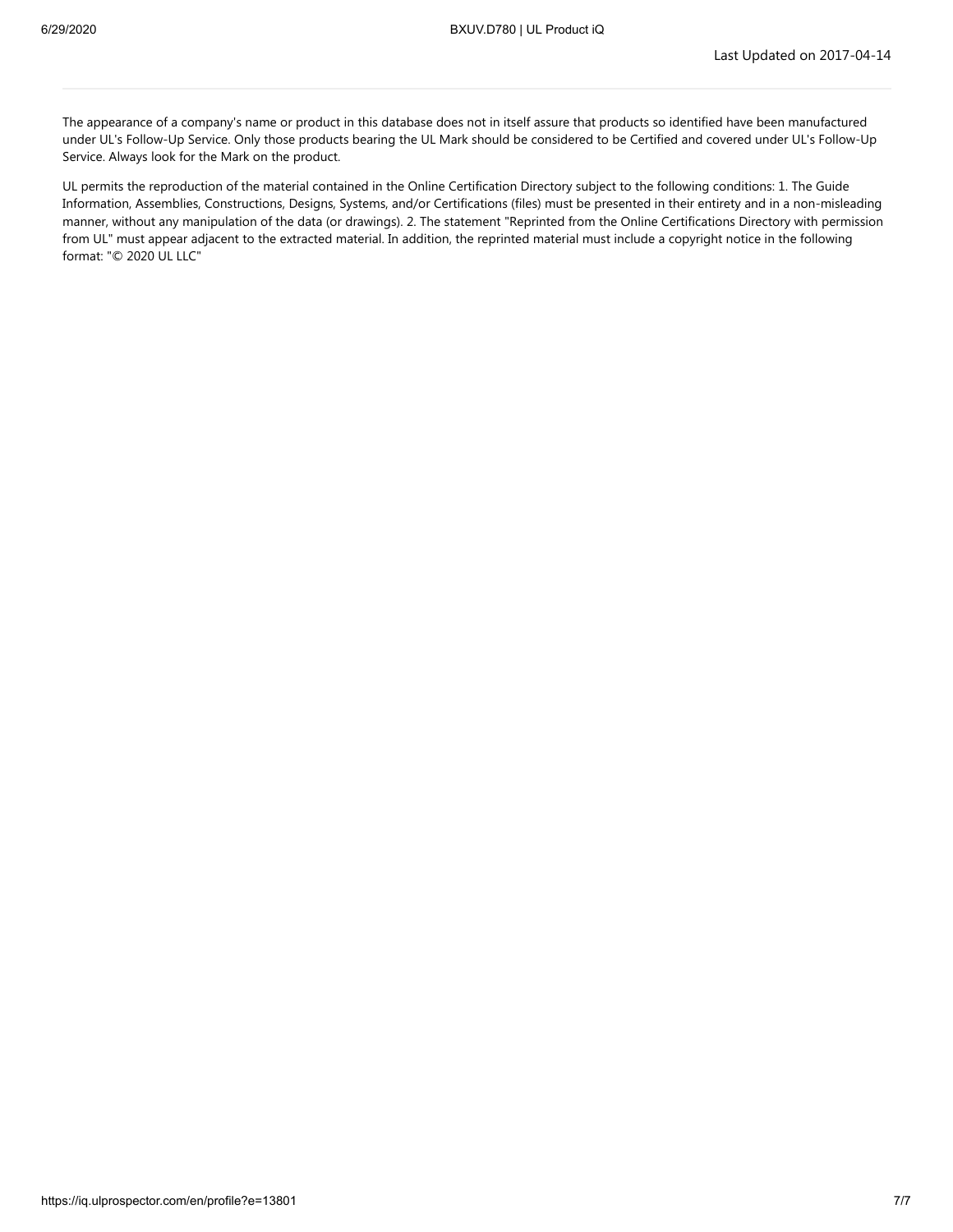Last Updated on 2017-04-14

The appearance of a company's name or product in this database does not in itself assure that products so identified have been manufactured under UL's Follow-Up Service. Only those products bearing the UL Mark should be considered to be Certified and covered under UL's Follow-Up Service. Always look for the Mark on the product.

UL permits the reproduction of the material contained in the Online Certification Directory subject to the following conditions: 1. The Guide Information, Assemblies, Constructions, Designs, Systems, and/or Certifications (files) must be presented in their entirety and in a non-misleading manner, without any manipulation of the data (or drawings). 2. The statement "Reprinted from the Online Certifications Directory with permission from UL" must appear adjacent to the extracted material. In addition, the reprinted material must include a copyright notice in the following format: "© 2020 UL LLC"